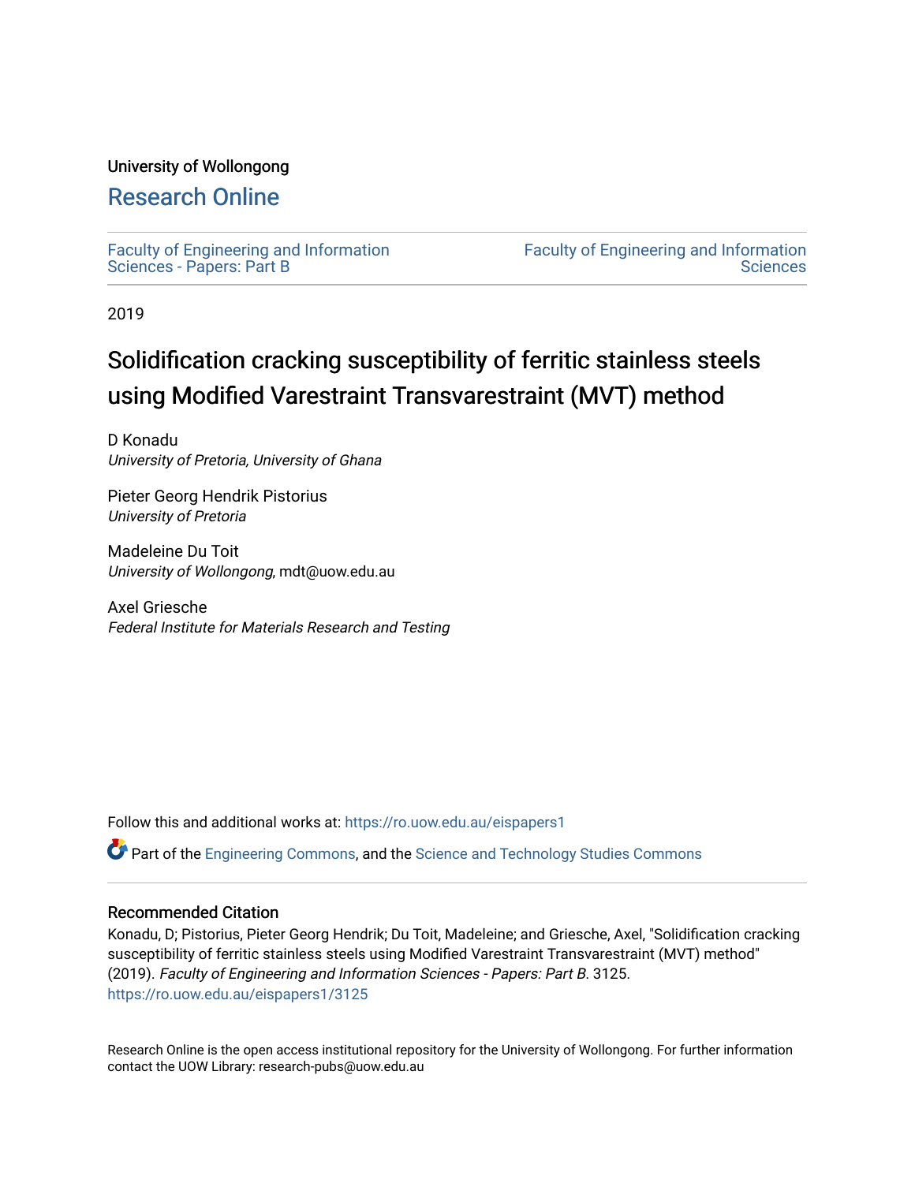University of Wollongong

# Research Online

Faculty of Engineering and Information Sciences - Papers: Part B

Faculty of Engineering and Information Sciences

2019

# Solidification cracking susceptibility of ferritic stainless steels using Modified Varestraint Transvarestraint (MVT) method

D Konadu
*University of Pretoria, University of Ghana*

Pieter Georg Hendrik Pistorius
*University of Pretoria*

Madeleine Du Toit
*University of Wollongong*, mdt@uow.edu.au

Axel Griesche
*Federal Institute for Materials Research and Testing*

Follow this and additional works at: https://ro.uow.edu.au/eispapers1

Part of the Engineering Commons, and the Science and Technology Studies Commons

## Recommended Citation

Konadu, D; Pistorius, Pieter Georg Hendrik; Du Toit, Madeleine; and Griesche, Axel, "Solidification cracking susceptibility of ferritic stainless steels using Modified Varestraint Transvarestraint (MVT) method" (2019). *Faculty of Engineering and Information Sciences - Papers: Part B*. 3125.
https://ro.uow.edu.au/eispapers1/3125

Research Online is the open access institutional repository for the University of Wollongong. For further information contact the UOW Library: research-pubs@uow.edu.au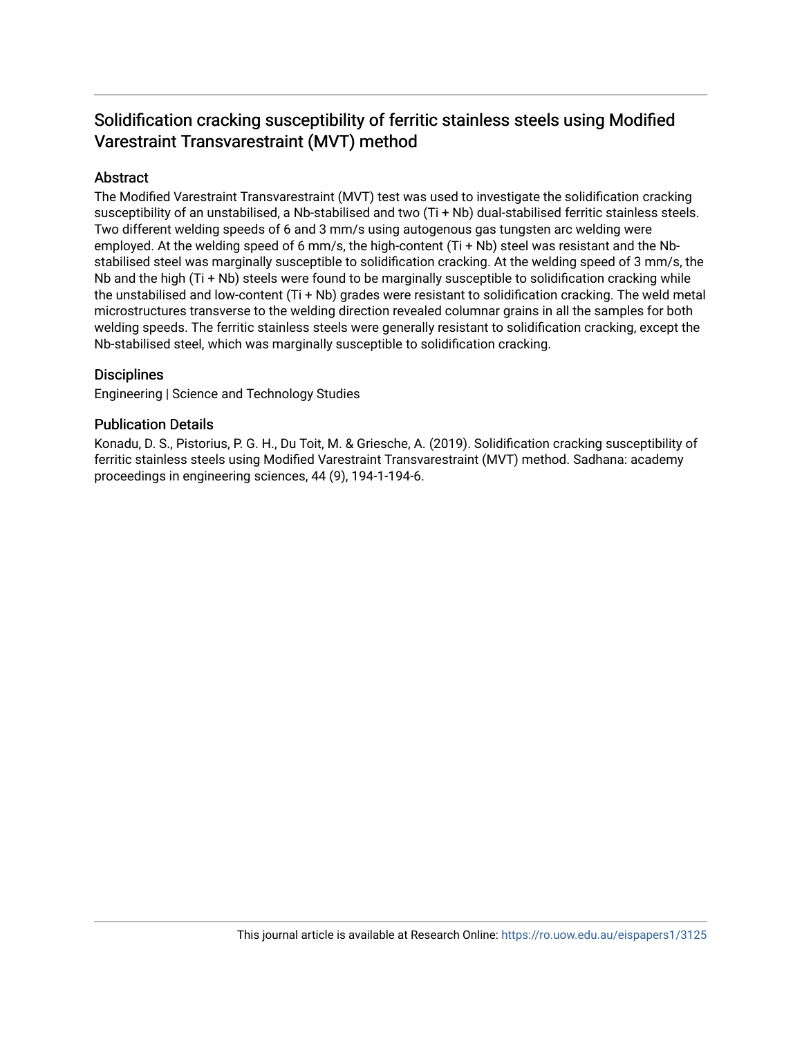# Solidification cracking susceptibility of ferritic stainless steels using Modified Varestraint Transvarestraint (MVT) method

## Abstract

The Modified Varestraint Transvarestraint (MVT) test was used to investigate the solidification cracking susceptibility of an unstabilised, a Nb-stabilised and two (Ti + Nb) dual-stabilised ferritic stainless steels. Two different welding speeds of 6 and 3 mm/s using autogenous gas tungsten arc welding were employed. At the welding speed of 6 mm/s, the high-content (Ti + Nb) steel was resistant and the Nb-stabilised steel was marginally susceptible to solidification cracking. At the welding speed of 3 mm/s, the Nb and the high (Ti + Nb) steels were found to be marginally susceptible to solidification cracking while the unstabilised and low-content (Ti + Nb) grades were resistant to solidification cracking. The weld metal microstructures transverse to the welding direction revealed columnar grains in all the samples for both welding speeds. The ferritic stainless steels were generally resistant to solidification cracking, except the Nb-stabilised steel, which was marginally susceptible to solidification cracking.

## Disciplines

Engineering | Science and Technology Studies

## Publication Details

Konadu, D. S., Pistorius, P. G. H., Du Toit, M. & Griesche, A. (2019). Solidification cracking susceptibility of ferritic stainless steels using Modified Varestraint Transvarestraint (MVT) method. Sadhana: academy proceedings in engineering sciences, 44 (9), 194-1-194-6.

This journal article is available at Research Online: https://ro.uow.edu.au/eispapers1/3125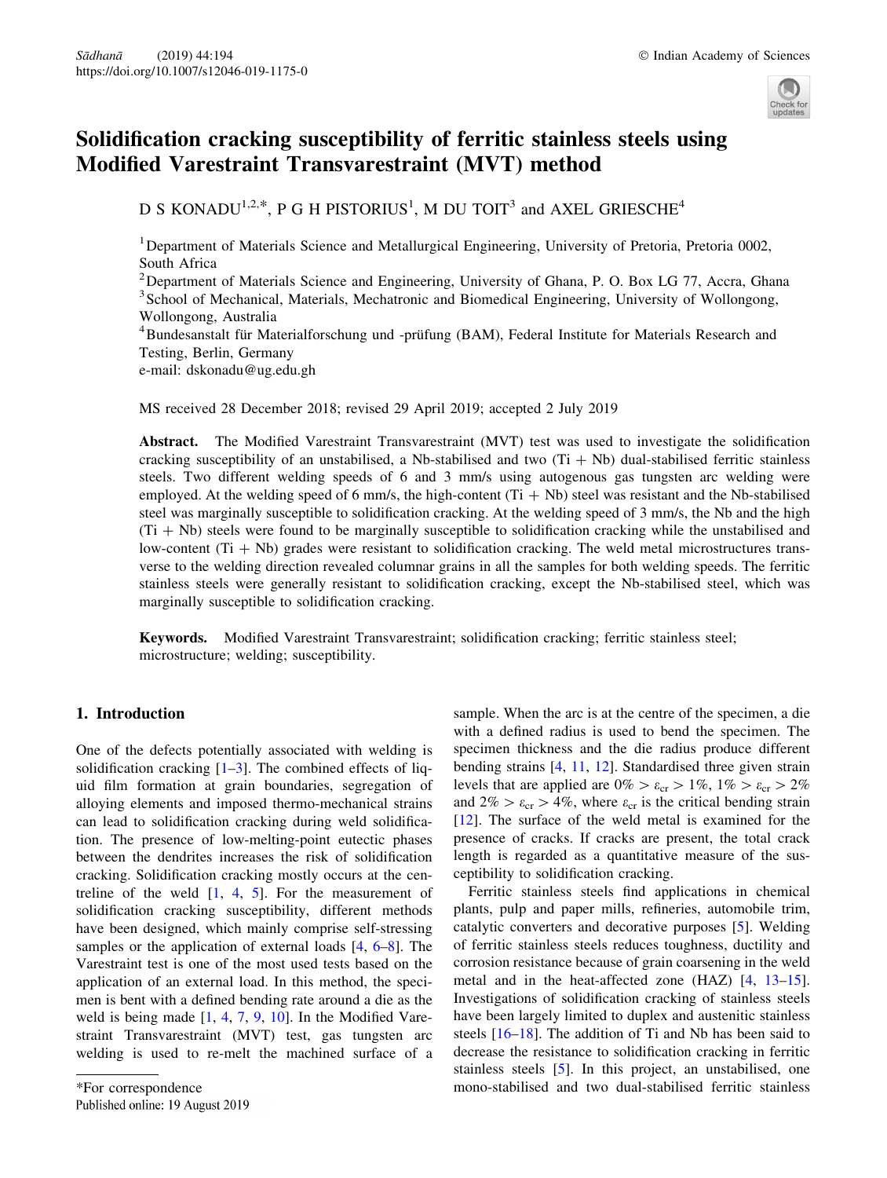# Solidification cracking susceptibility of ferritic stainless steels using Modified Varestraint Transvarestraint (MVT) method

D S KONADU[1,2,*], P G H PISTORIUS[1], M DU TOIT[3] and AXEL GRIESCHE[4]

[1]Department of Materials Science and Metallurgical Engineering, University of Pretoria, Pretoria 0002, South Africa

[2]Department of Materials Science and Engineering, University of Ghana, P. O. Box LG 77, Accra, Ghana

[3]School of Mechanical, Materials, Mechatronic and Biomedical Engineering, University of Wollongong, Wollongong, Australia

[4]Bundesanstalt für Materialforschung und -prüfung (BAM), Federal Institute for Materials Research and Testing, Berlin, Germany

e-mail: dskonadu@ug.edu.gh

MS received 28 December 2018; revised 29 April 2019; accepted 2 July 2019

**Abstract.** The Modified Varestraint Transvarestraint (MVT) test was used to investigate the solidification cracking susceptibility of an unstabilised, a Nb-stabilised and two (Ti + Nb) dual-stabilised ferritic stainless steels. Two different welding speeds of 6 and 3 mm/s using autogenous gas tungsten arc welding were employed. At the welding speed of 6 mm/s, the high-content (Ti + Nb) steel was resistant and the Nb-stabilised steel was marginally susceptible to solidification cracking. At the welding speed of 3 mm/s, the Nb and the high (Ti + Nb) steels were found to be marginally susceptible to solidification cracking while the unstabilised and low-content (Ti + Nb) grades were resistant to solidification cracking. The weld metal microstructures transverse to the welding direction revealed columnar grains in all the samples for both welding speeds. The ferritic stainless steels were generally resistant to solidification cracking, except the Nb-stabilised steel, which was marginally susceptible to solidification cracking.

**Keywords.** Modified Varestraint Transvarestraint; solidification cracking; ferritic stainless steel; microstructure; welding; susceptibility.

## 1. Introduction

One of the defects potentially associated with welding is solidification cracking [1–3]. The combined effects of liquid film formation at grain boundaries, segregation of alloying elements and imposed thermo-mechanical strains can lead to solidification cracking during weld solidification. The presence of low-melting-point eutectic phases between the dendrites increases the risk of solidification cracking. Solidification cracking mostly occurs at the centreline of the weld [1, 4, 5]. For the measurement of solidification cracking susceptibility, different methods have been designed, which mainly comprise self-stressing samples or the application of external loads [4, 6–8]. The Varestraint test is one of the most used tests based on the application of an external load. In this method, the specimen is bent with a defined bending rate around a die as the weld is being made [1, 4, 7, 9, 10]. In the Modified Varestraint Transvarestraint (MVT) test, gas tungsten arc welding is used to re-melt the machined surface of a sample. When the arc is at the centre of the specimen, a die with a defined radius is used to bend the specimen. The specimen thickness and the die radius produce different bending strains [4, 11, 12]. Standardised three given strain levels that are applied are $0\% > \varepsilon_{cr} > 1\%$, $1\% > \varepsilon_{cr} > 2\%$ and $2\% > \varepsilon_{cr} > 4\%$, where $\varepsilon_{cr}$ is the critical bending strain [12]. The surface of the weld metal is examined for the presence of cracks. If cracks are present, the total crack length is regarded as a quantitative measure of the susceptibility to solidification cracking.

Ferritic stainless steels find applications in chemical plants, pulp and paper mills, refineries, automobile trim, catalytic converters and decorative purposes [5]. Welding of ferritic stainless steels reduces toughness, ductility and corrosion resistance because of grain coarsening in the weld metal and in the heat-affected zone (HAZ) [4, 13–15]. Investigations of solidification cracking of stainless steels have been largely limited to duplex and austenitic stainless steels [16–18]. The addition of Ti and Nb has been said to decrease the resistance to solidification cracking in ferritic stainless steels [5]. In this project, an unstabilised, one mono-stabilised and two dual-stabilised ferritic stainless

*For correspondence

Published online: 19 August 2019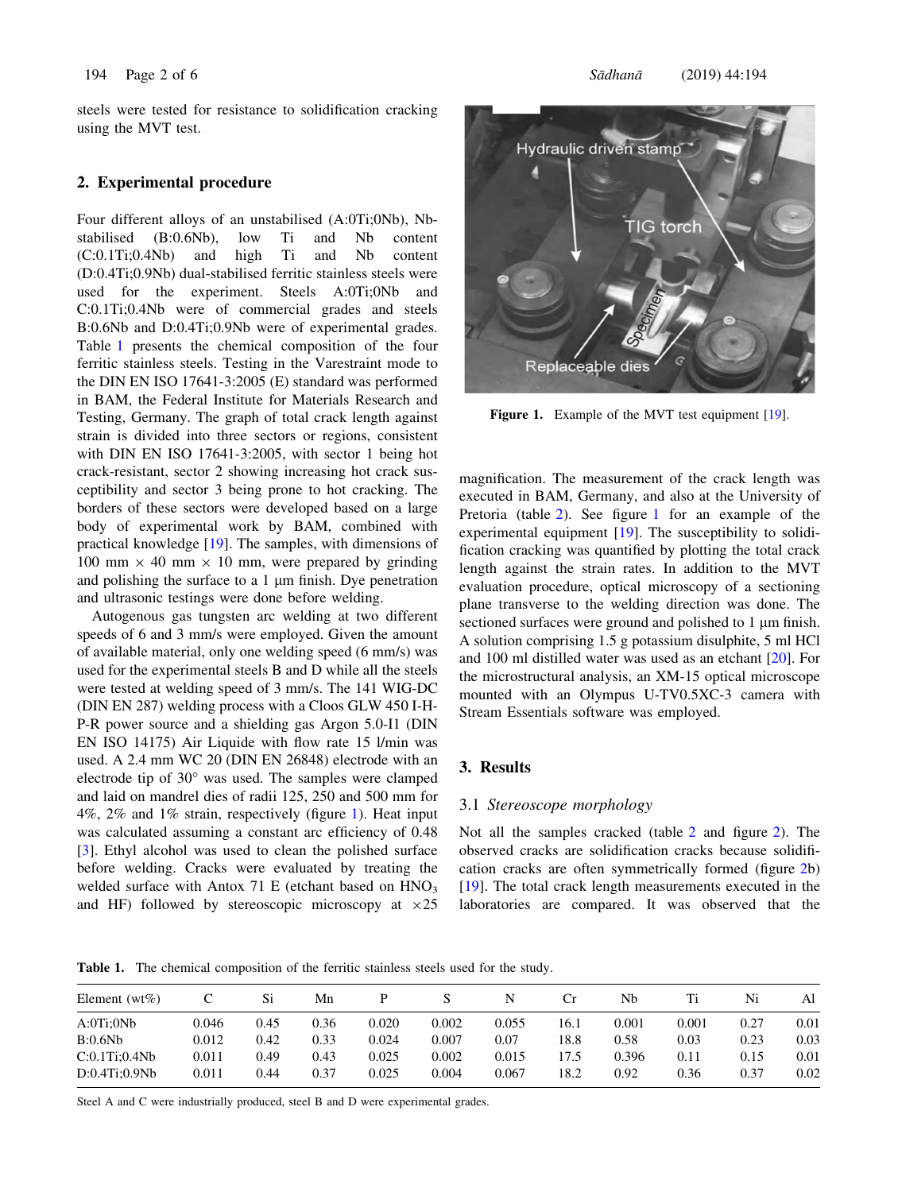steels were tested for resistance to solidification cracking using the MVT test.

## 2. Experimental procedure

Four different alloys of an unstabilised (A:0Ti;0Nb), Nb-stabilised (B:0.6Nb), low Ti and Nb content (C:0.1Ti;0.4Nb) and high Ti and Nb content (D:0.4Ti;0.9Nb) dual-stabilised ferritic stainless steels were used for the experiment. Steels A:0Ti;0Nb and C:0.1Ti;0.4Nb were of commercial grades and steels B:0.6Nb and D:0.4Ti;0.9Nb were of experimental grades. Table 1 presents the chemical composition of the four ferritic stainless steels. Testing in the Varestraint mode to the DIN EN ISO 17641-3:2005 (E) standard was performed in BAM, the Federal Institute for Materials Research and Testing, Germany. The graph of total crack length against strain is divided into three sectors or regions, consistent with DIN EN ISO 17641-3:2005, with sector 1 being hot crack-resistant, sector 2 showing increasing hot crack susceptibility and sector 3 being prone to hot cracking. The borders of these sectors were developed based on a large body of experimental work by BAM, combined with practical knowledge [19]. The samples, with dimensions of 100 mm × 40 mm × 10 mm, were prepared by grinding and polishing the surface to a 1 µm finish. Dye penetration and ultrasonic testings were done before welding.

Autogenous gas tungsten arc welding at two different speeds of 6 and 3 mm/s were employed. Given the amount of available material, only one welding speed (6 mm/s) was used for the experimental steels B and D while all the steels were tested at welding speed of 3 mm/s. The 141 WIG-DC (DIN EN 287) welding process with a Cloos GLW 450 I-H-P-R power source and a shielding gas Argon 5.0-I1 (DIN EN ISO 14175) Air Liquide with flow rate 15 l/min was used. A 2.4 mm WC 20 (DIN EN 26848) electrode with an electrode tip of 30° was used. The samples were clamped and laid on mandrel dies of radii 125, 250 and 500 mm for 4%, 2% and 1% strain, respectively (figure 1). Heat input was calculated assuming a constant arc efficiency of 0.48 [3]. Ethyl alcohol was used to clean the polished surface before welding. Cracks were evaluated by treating the welded surface with Antox 71 E (etchant based on $HNO_3$ and HF) followed by stereoscopic microscopy at ×25 magnification. The measurement of the crack length was executed in BAM, Germany, and also at the University of Pretoria (table 2). See figure 1 for an example of the experimental equipment [19]. The susceptibility to solidification cracking was quantified by plotting the total crack length against the strain rates. In addition to the MVT evaluation procedure, optical microscopy of a sectioning plane transverse to the welding direction was done. The sectioned surfaces were ground and polished to 1 µm finish. A solution comprising 1.5 g potassium disulphite, 5 ml HCl and 100 ml distilled water was used as an etchant [20]. For the microstructural analysis, an XM-15 optical microscope mounted with an Olympus U-TV0.5XC-3 camera with Stream Essentials software was employed.

**Figure 1.** Example of the MVT test equipment [19].

## 3. Results

### 3.1 *Stereoscope morphology*

Not all the samples cracked (table 2 and figure 2). The observed cracks are solidification cracks because solidification cracks are often symmetrically formed (figure 2b) [19]. The total crack length measurements executed in the laboratories are compared. It was observed that the

**Table 1.** The chemical composition of the ferritic stainless steels used for the study.

| Element (wt%) | C | Si | Mn | P | S | N | Cr | Nb | Ti | Ni | Al |
|---|---|---|---|---|---|---|---|---|---|---|---|
| A:0Ti;0Nb | 0.046 | 0.45 | 0.36 | 0.020 | 0.002 | 0.055 | 16.1 | 0.001 | 0.001 | 0.27 | 0.01 |
| B:0.6Nb | 0.012 | 0.42 | 0.33 | 0.024 | 0.007 | 0.07 | 18.8 | 0.58 | 0.03 | 0.23 | 0.03 |
| C:0.1Ti;0.4Nb | 0.011 | 0.49 | 0.43 | 0.025 | 0.002 | 0.015 | 17.5 | 0.396 | 0.11 | 0.15 | 0.01 |
| D:0.4Ti;0.9Nb | 0.011 | 0.44 | 0.37 | 0.025 | 0.004 | 0.067 | 18.2 | 0.92 | 0.36 | 0.37 | 0.02 |

Steel A and C were industrially produced, steel B and D were experimental grades.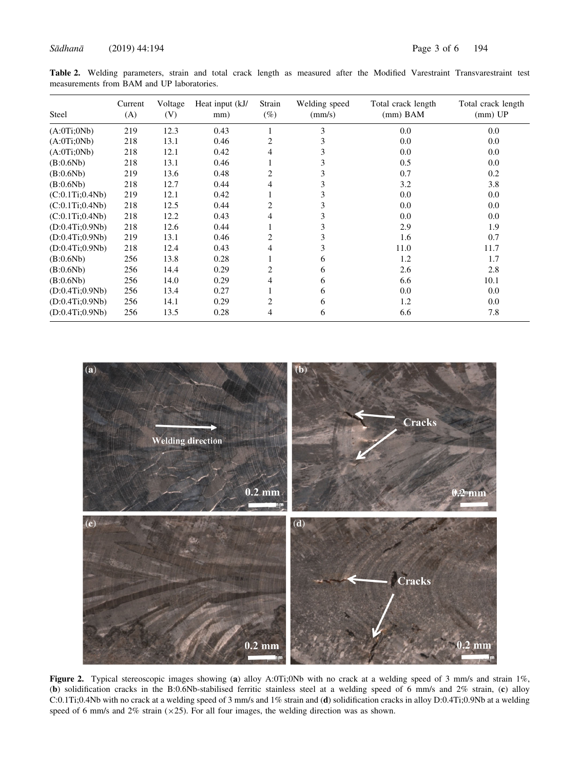**Table 2.** Welding parameters, strain and total crack length as measured after the Modified Varestraint Transvarestraint test measurements from BAM and UP laboratories.

| Steel | Current (A) | Voltage (V) | Heat input (kJ/mm) | Strain (%) | Welding speed (mm/s) | Total crack length (mm) BAM | Total crack length (mm) UP |
|---|---|---|---|---|---|---|---|
| (A:0Ti;0Nb) | 219 | 12.3 | 0.43 | 1 | 3 | 0.0 | 0.0 |
| (A:0Ti;0Nb) | 218 | 13.1 | 0.46 | 2 | 3 | 0.0 | 0.0 |
| (A:0Ti;0Nb) | 218 | 12.1 | 0.42 | 4 | 3 | 0.0 | 0.0 |
| (B:0.6Nb) | 218 | 13.1 | 0.46 | 1 | 3 | 0.5 | 0.0 |
| (B:0.6Nb) | 219 | 13.6 | 0.48 | 2 | 3 | 0.7 | 0.2 |
| (B:0.6Nb) | 218 | 12.7 | 0.44 | 4 | 3 | 3.2 | 3.8 |
| (C:0.1Ti;0.4Nb) | 219 | 12.1 | 0.42 | 1 | 3 | 0.0 | 0.0 |
| (C:0.1Ti;0.4Nb) | 218 | 12.5 | 0.44 | 2 | 3 | 0.0 | 0.0 |
| (C:0.1Ti;0.4Nb) | 218 | 12.2 | 0.43 | 4 | 3 | 0.0 | 0.0 |
| (D:0.4Ti;0.9Nb) | 218 | 12.6 | 0.44 | 1 | 3 | 2.9 | 1.9 |
| (D:0.4Ti;0.9Nb) | 219 | 13.1 | 0.46 | 2 | 3 | 1.6 | 0.7 |
| (D:0.4Ti;0.9Nb) | 218 | 12.4 | 0.43 | 4 | 3 | 11.0 | 11.7 |
| (B:0.6Nb) | 256 | 13.8 | 0.28 | 1 | 6 | 1.2 | 1.7 |
| (B:0.6Nb) | 256 | 14.4 | 0.29 | 2 | 6 | 2.6 | 2.8 |
| (B:0.6Nb) | 256 | 14.0 | 0.29 | 4 | 6 | 6.6 | 10.1 |
| (D:0.4Ti;0.9Nb) | 256 | 13.4 | 0.27 | 1 | 6 | 0.0 | 0.0 |
| (D:0.4Ti;0.9Nb) | 256 | 14.1 | 0.29 | 2 | 6 | 1.2 | 0.0 |
| (D:0.4Ti;0.9Nb) | 256 | 13.5 | 0.28 | 4 | 6 | 6.6 | 7.8 |

**Figure 2.** Typical stereoscopic images showing (**a**) alloy A:0Ti;0Nb with no crack at a welding speed of 3 mm/s and strain 1%, (**b**) solidification cracks in the B:0.6Nb-stabilised ferritic stainless steel at a welding speed of 6 mm/s and 2% strain, (**c**) alloy C:0.1Ti;0.4Nb with no crack at a welding speed of 3 mm/s and 1% strain and (**d**) solidification cracks in alloy D:0.4Ti;0.9Nb at a welding speed of 6 mm/s and 2% strain ($\times$25). For all four images, the welding direction was as shown.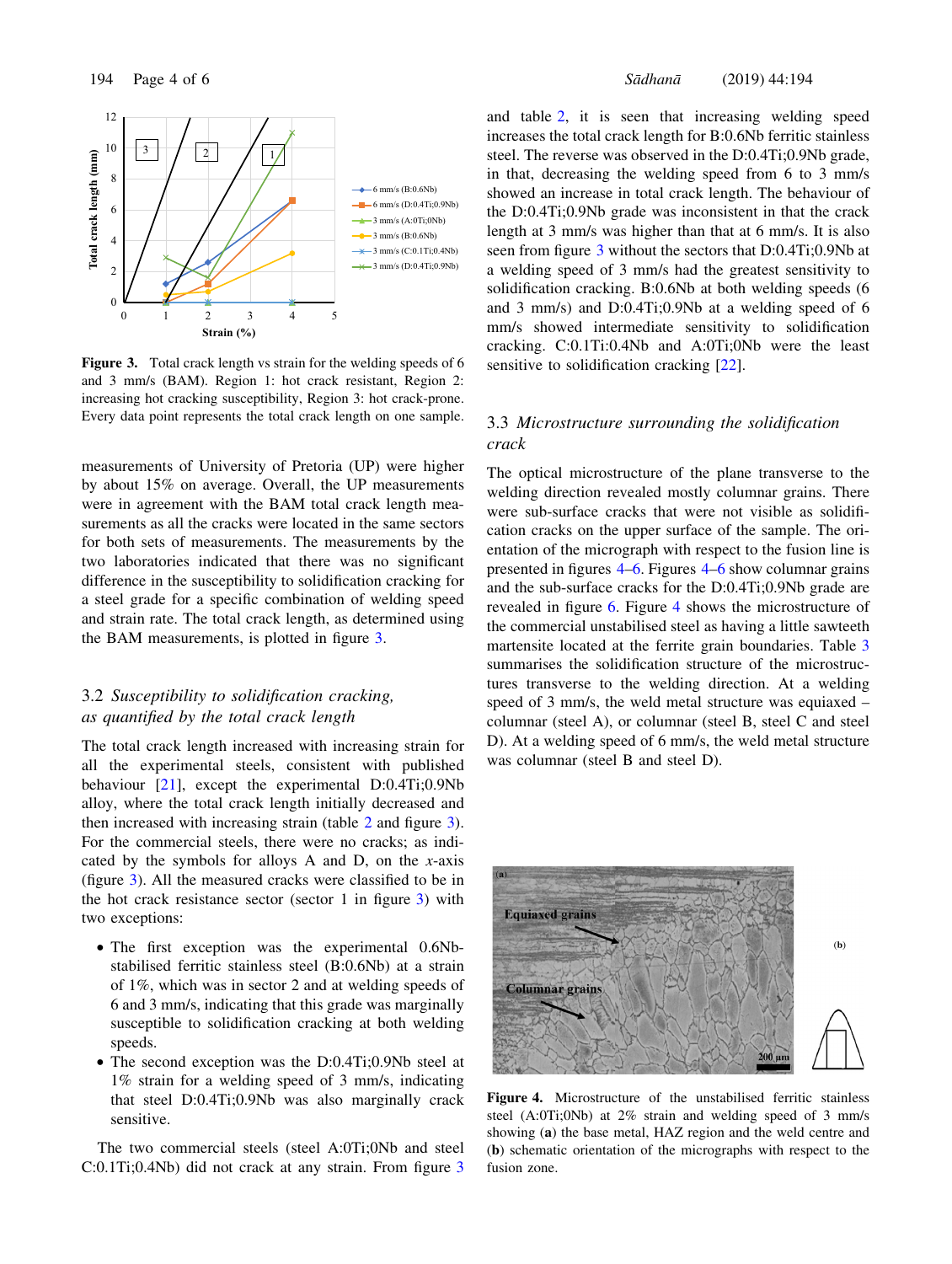**Figure 3.** Total crack length vs strain for the welding speeds of 6 and 3 mm/s (BAM). Region 1: hot crack resistant, Region 2: increasing hot cracking susceptibility, Region 3: hot crack-prone. Every data point represents the total crack length on one sample.

measurements of University of Pretoria (UP) were higher by about 15% on average. Overall, the UP measurements were in agreement with the BAM total crack length measurements as all the cracks were located in the same sectors for both sets of measurements. The measurements by the two laboratories indicated that there was no significant difference in the susceptibility to solidification cracking for a steel grade for a specific combination of welding speed and strain rate. The total crack length, as determined using the BAM measurements, is plotted in figure 3.

### 3.2 *Susceptibility to solidification cracking, as quantified by the total crack length*

The total crack length increased with increasing strain for all the experimental steels, consistent with published behaviour [21], except the experimental D:0.4Ti;0.9Nb alloy, where the total crack length initially decreased and then increased with increasing strain (table 2 and figure 3). For the commercial steels, there were no cracks; as indicated by the symbols for alloys A and D, on the *x*-axis (figure 3). All the measured cracks were classified to be in the hot crack resistance sector (sector 1 in figure 3) with two exceptions:

- The first exception was the experimental 0.6Nb-stabilised ferritic stainless steel (B:0.6Nb) at a strain of 1%, which was in sector 2 and at welding speeds of 6 and 3 mm/s, indicating that this grade was marginally susceptible to solidification cracking at both welding speeds.
- The second exception was the D:0.4Ti;0.9Nb steel at 1% strain for a welding speed of 3 mm/s, indicating that steel D:0.4Ti;0.9Nb was also marginally crack sensitive.

The two commercial steels (steel A:0Ti;0Nb and steel C:0.1Ti;0.4Nb) did not crack at any strain. From figure 3 and table 2, it is seen that increasing welding speed increases the total crack length for B:0.6Nb ferritic stainless steel. The reverse was observed in the D:0.4Ti;0.9Nb grade, in that, decreasing the welding speed from 6 to 3 mm/s showed an increase in total crack length. The behaviour of the D:0.4Ti;0.9Nb grade was inconsistent in that the crack length at 3 mm/s was higher than that at 6 mm/s. It is also seen from figure 3 without the sectors that D:0.4Ti;0.9Nb at a welding speed of 3 mm/s had the greatest sensitivity to solidification cracking. B:0.6Nb at both welding speeds (6 and 3 mm/s) and D:0.4Ti;0.9Nb at a welding speed of 6 mm/s showed intermediate sensitivity to solidification cracking. C:0.1Ti:0.4Nb and A:0Ti;0Nb were the least sensitive to solidification cracking [22].

### 3.3 *Microstructure surrounding the solidification crack*

The optical microstructure of the plane transverse to the welding direction revealed mostly columnar grains. There were sub-surface cracks that were not visible as solidification cracks on the upper surface of the sample. The orientation of the micrograph with respect to the fusion line is presented in figures 4–6. Figures 4–6 show columnar grains and the sub-surface cracks for the D:0.4Ti;0.9Nb grade are revealed in figure 6. Figure 4 shows the microstructure of the commercial unstabilised steel as having a little sawteeth martensite located at the ferrite grain boundaries. Table 3 summarises the solidification structure of the microstructures transverse to the welding direction. At a welding speed of 3 mm/s, the weld metal structure was equiaxed – columnar (steel A), or columnar (steel B, steel C and steel D). At a welding speed of 6 mm/s, the weld metal structure was columnar (steel B and steel D).

**Figure 4.** Microstructure of the unstabilised ferritic stainless steel (A:0Ti;0Nb) at 2% strain and welding speed of 3 mm/s showing (**a**) the base metal, HAZ region and the weld centre and (**b**) schematic orientation of the micrographs with respect to the fusion zone.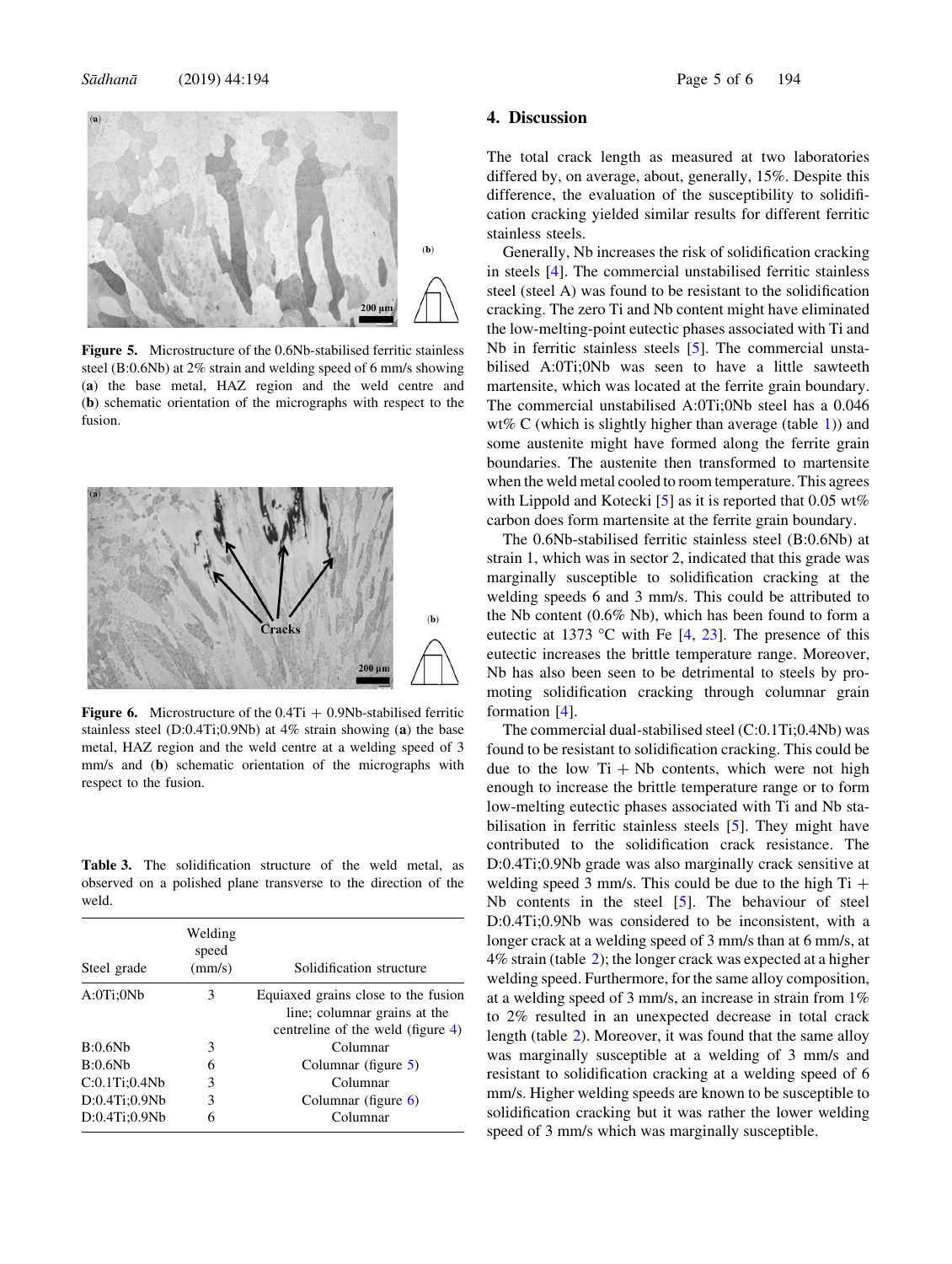Figure 5. Microstructure of the 0.6Nb-stabilised ferritic stainless steel (B:0.6Nb) at 2% strain and welding speed of 6 mm/s showing (**a**) the base metal, HAZ region and the weld centre and (**b**) schematic orientation of the micrographs with respect to the fusion.

Figure 6. Microstructure of the 0.4Ti + 0.9Nb-stabilised ferritic stainless steel (D:0.4Ti;0.9Nb) at 4% strain showing (**a**) the base metal, HAZ region and the weld centre at a welding speed of 3 mm/s and (**b**) schematic orientation of the micrographs with respect to the fusion.

**Table 3.** The solidification structure of the weld metal, as observed on a polished plane transverse to the direction of the weld.

| Steel grade | Welding speed (mm/s) | Solidification structure |
|---|---|---|
| A:0Ti;0Nb | 3 | Equiaxed grains close to the fusion line; columnar grains at the centreline of the weld (figure 4) |
| B:0.6Nb | 3 | Columnar |
| B:0.6Nb | 6 | Columnar (figure 5) |
| C:0.1Ti;0.4Nb | 3 | Columnar |
| D:0.4Ti;0.9Nb | 3 | Columnar (figure 6) |
| D:0.4Ti;0.9Nb | 6 | Columnar |

## 4. Discussion

The total crack length as measured at two laboratories differed by, on average, about, generally, 15%. Despite this difference, the evaluation of the susceptibility to solidification cracking yielded similar results for different ferritic stainless steels.

Generally, Nb increases the risk of solidification cracking in steels [4]. The commercial unstabilised ferritic stainless steel (steel A) was found to be resistant to the solidification cracking. The zero Ti and Nb content might have eliminated the low-melting-point eutectic phases associated with Ti and Nb in ferritic stainless steels [5]. The commercial unstabilised A:0Ti;0Nb was seen to have a little sawteeth martensite, which was located at the ferrite grain boundary. The commercial unstabilised A:0Ti;0Nb steel has a 0.046 wt% C (which is slightly higher than average (table 1)) and some austenite might have formed along the ferrite grain boundaries. The austenite then transformed to martensite when the weld metal cooled to room temperature. This agrees with Lippold and Kotecki [5] as it is reported that 0.05 wt% carbon does form martensite at the ferrite grain boundary.

The 0.6Nb-stabilised ferritic stainless steel (B:0.6Nb) at strain 1, which was in sector 2, indicated that this grade was marginally susceptible to solidification cracking at the welding speeds 6 and 3 mm/s. This could be attributed to the Nb content (0.6% Nb), which has been found to form a eutectic at 1373 °C with Fe [4, 23]. The presence of this eutectic increases the brittle temperature range. Moreover, Nb has also been seen to be detrimental to steels by promoting solidification cracking through columnar grain formation [4].

The commercial dual-stabilised steel (C:0.1Ti;0.4Nb) was found to be resistant to solidification cracking. This could be due to the low Ti + Nb contents, which were not high enough to increase the brittle temperature range or to form low-melting eutectic phases associated with Ti and Nb stabilisation in ferritic stainless steels [5]. They might have contributed to the solidification crack resistance. The D:0.4Ti;0.9Nb grade was also marginally crack sensitive at welding speed 3 mm/s. This could be due to the high Ti + Nb contents in the steel [5]. The behaviour of steel D:0.4Ti;0.9Nb was considered to be inconsistent, with a longer crack at a welding speed of 3 mm/s than at 6 mm/s, at 4% strain (table 2); the longer crack was expected at a higher welding speed. Furthermore, for the same alloy composition, at a welding speed of 3 mm/s, an increase in strain from 1% to 2% resulted in an unexpected decrease in total crack length (table 2). Moreover, it was found that the same alloy was marginally susceptible at a welding of 3 mm/s and resistant to solidification cracking at a welding speed of 6 mm/s. Higher welding speeds are known to be susceptible to solidification cracking but it was rather the lower welding speed of 3 mm/s which was marginally susceptible.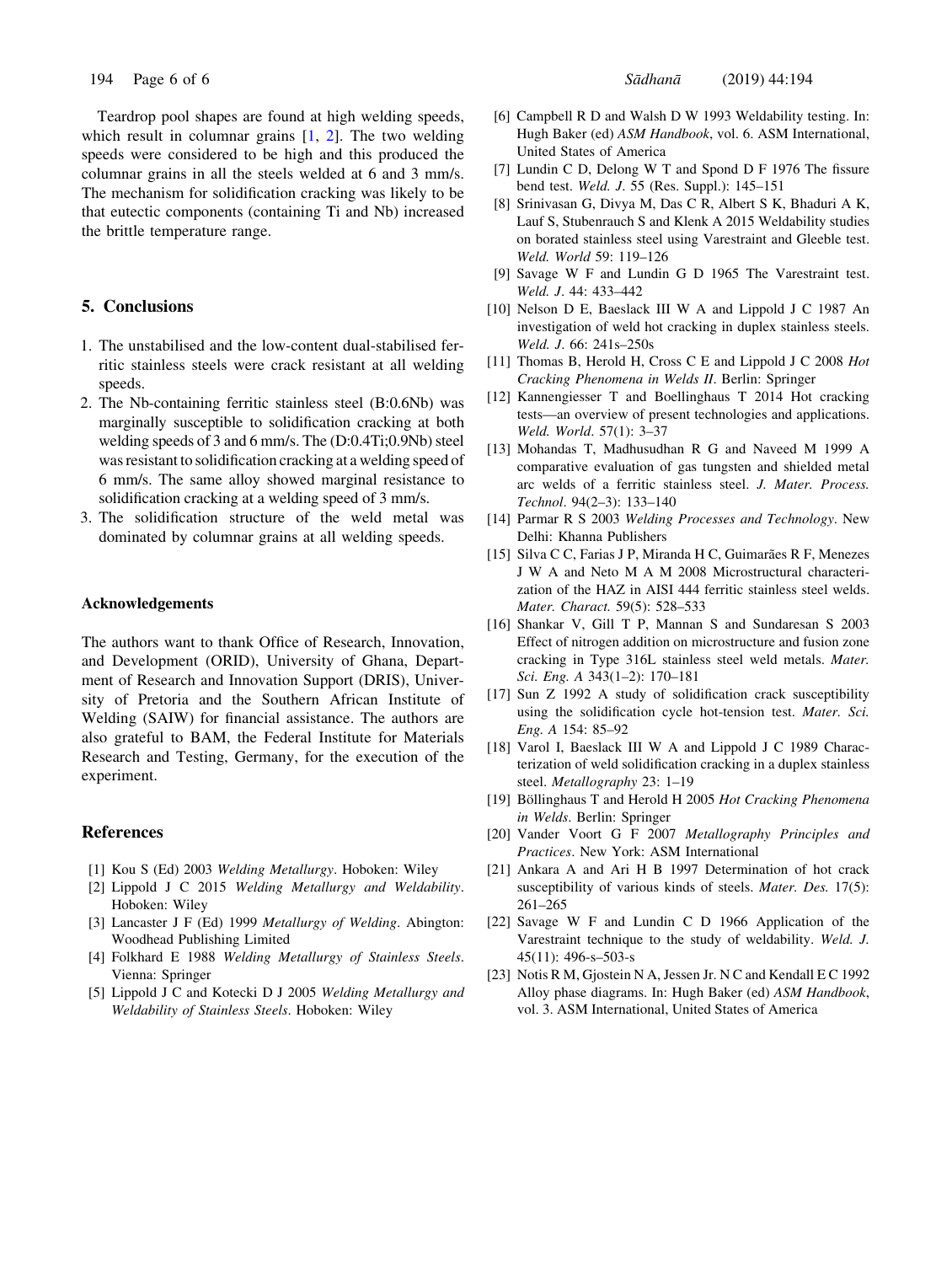Teardrop pool shapes are found at high welding speeds, which result in columnar grains [1, 2]. The two welding speeds were considered to be high and this produced the columnar grains in all the steels welded at 6 and 3 mm/s. The mechanism for solidification cracking was likely to be that eutectic components (containing Ti and Nb) increased the brittle temperature range.

## 5. Conclusions

1. The unstabilised and the low-content dual-stabilised ferritic stainless steels were crack resistant at all welding speeds.
2. The Nb-containing ferritic stainless steel (B:0.6Nb) was marginally susceptible to solidification cracking at both welding speeds of 3 and 6 mm/s. The (D:0.4Ti;0.9Nb) steel was resistant to solidification cracking at a welding speed of 6 mm/s. The same alloy showed marginal resistance to solidification cracking at a welding speed of 3 mm/s.
3. The solidification structure of the weld metal was dominated by columnar grains at all welding speeds.

### Acknowledgements

The authors want to thank Office of Research, Innovation, and Development (ORID), University of Ghana, Department of Research and Innovation Support (DRIS), University of Pretoria and the Southern African Institute of Welding (SAIW) for financial assistance. The authors are also grateful to BAM, the Federal Institute for Materials Research and Testing, Germany, for the execution of the experiment.

## References

[1] Kou S (Ed) 2003 *Welding Metallurgy*. Hoboken: Wiley

[2] Lippold J C 2015 *Welding Metallurgy and Weldability*. Hoboken: Wiley

[3] Lancaster J F (Ed) 1999 *Metallurgy of Welding*. Abington: Woodhead Publishing Limited

[4] Folkhard E 1988 *Welding Metallurgy of Stainless Steels*. Vienna: Springer

[5] Lippold J C and Kotecki D J 2005 *Welding Metallurgy and Weldability of Stainless Steels*. Hoboken: Wiley

[6] Campbell R D and Walsh D W 1993 Weldability testing. In: Hugh Baker (ed) *ASM Handbook*, vol. 6. ASM International, United States of America

[7] Lundin C D, Delong W T and Spond D F 1976 The fissure bend test. *Weld. J*. 55 (Res. Suppl.): 145–151

[8] Srinivasan G, Divya M, Das C R, Albert S K, Bhaduri A K, Lauf S, Stubenrauch S and Klenk A 2015 Weldability studies on borated stainless steel using Varestraint and Gleeble test. *Weld. World* 59: 119–126

[9] Savage W F and Lundin G D 1965 The Varestraint test. *Weld. J*. 44: 433–442

[10] Nelson D E, Baeslack III W A and Lippold J C 1987 An investigation of weld hot cracking in duplex stainless steels. *Weld. J*. 66: 241s–250s

[11] Thomas B, Herold H, Cross C E and Lippold J C 2008 *Hot Cracking Phenomena in Welds II*. Berlin: Springer

[12] Kannengiesser T and Boellinghaus T 2014 Hot cracking tests—an overview of present technologies and applications. *Weld. World*. 57(1): 3–37

[13] Mohandas T, Madhusudhan R G and Naveed M 1999 A comparative evaluation of gas tungsten and shielded metal arc welds of a ferritic stainless steel. *J. Mater. Process. Technol*. 94(2–3): 133–140

[14] Parmar R S 2003 *Welding Processes and Technology*. New Delhi: Khanna Publishers

[15] Silva C C, Farias J P, Miranda H C, Guimarães R F, Menezes J W A and Neto M A M 2008 Microstructural characterization of the HAZ in AISI 444 ferritic stainless steel welds. *Mater. Charact.* 59(5): 528–533

[16] Shankar V, Gill T P, Mannan S and Sundaresan S 2003 Effect of nitrogen addition on microstructure and fusion zone cracking in Type 316L stainless steel weld metals. *Mater. Sci. Eng. A* 343(1–2): 170–181

[17] Sun Z 1992 A study of solidification crack susceptibility using the solidification cycle hot-tension test. *Mater. Sci. Eng. A* 154: 85–92

[18] Varol I, Baeslack III W A and Lippold J C 1989 Characterization of weld solidification cracking in a duplex stainless steel. *Metallography* 23: 1–19

[19] Böllinghaus T and Herold H 2005 *Hot Cracking Phenomena in Welds*. Berlin: Springer

[20] Vander Voort G F 2007 *Metallography Principles and Practices*. New York: ASM International

[21] Ankara A and Ari H B 1997 Determination of hot crack susceptibility of various kinds of steels. *Mater. Des.* 17(5): 261–265

[22] Savage W F and Lundin C D 1966 Application of the Varestraint technique to the study of weldability. *Weld. J.* 45(11): 496-s–503-s

[23] Notis R M, Gjostein N A, Jessen Jr. N C and Kendall E C 1992 Alloy phase diagrams. In: Hugh Baker (ed) *ASM Handbook*, vol. 3. ASM International, United States of America